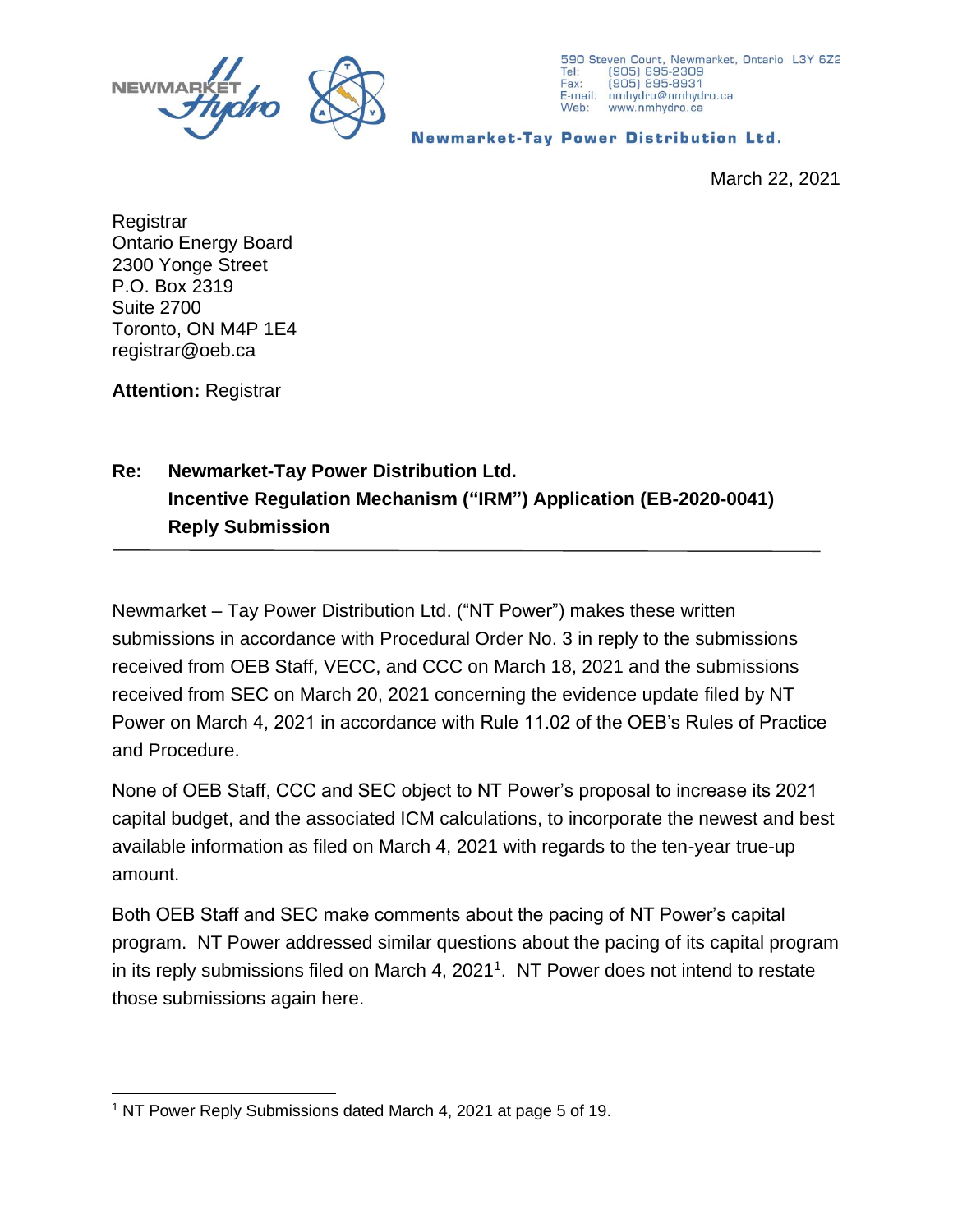NEWMARKET Hydro

590 Steven Court, Newmarket, Ontario L3Y 6Z2
Tel: (905) 895-2309
Fax: (905) 895-8931
E-mail: nmhydro@nmhydro.ca
Web: www.nmhydro.ca

**Newmarket-Tay Power Distribution Ltd.**

March 22, 2021

Registrar
Ontario Energy Board
2300 Yonge Street
P.O. Box 2319
Suite 2700
Toronto, ON M4P 1E4
registrar@oeb.ca

**Attention:** Registrar

**Re: Newmarket-Tay Power Distribution Ltd.**
**Incentive Regulation Mechanism ("IRM") Application (EB-2020-0041)**
**Reply Submission**

---

Newmarket – Tay Power Distribution Ltd. ("NT Power") makes these written submissions in accordance with Procedural Order No. 3 in reply to the submissions received from OEB Staff, VECC, and CCC on March 18, 2021 and the submissions received from SEC on March 20, 2021 concerning the evidence update filed by NT Power on March 4, 2021 in accordance with Rule 11.02 of the OEB's Rules of Practice and Procedure.

None of OEB Staff, CCC and SEC object to NT Power's proposal to increase its 2021 capital budget, and the associated ICM calculations, to incorporate the newest and best available information as filed on March 4, 2021 with regards to the ten-year true-up amount.

Both OEB Staff and SEC make comments about the pacing of NT Power's capital program. NT Power addressed similar questions about the pacing of its capital program in its reply submissions filed on March 4, 2021[1]. NT Power does not intend to restate those submissions again here.

---

[1] NT Power Reply Submissions dated March 4, 2021 at page 5 of 19.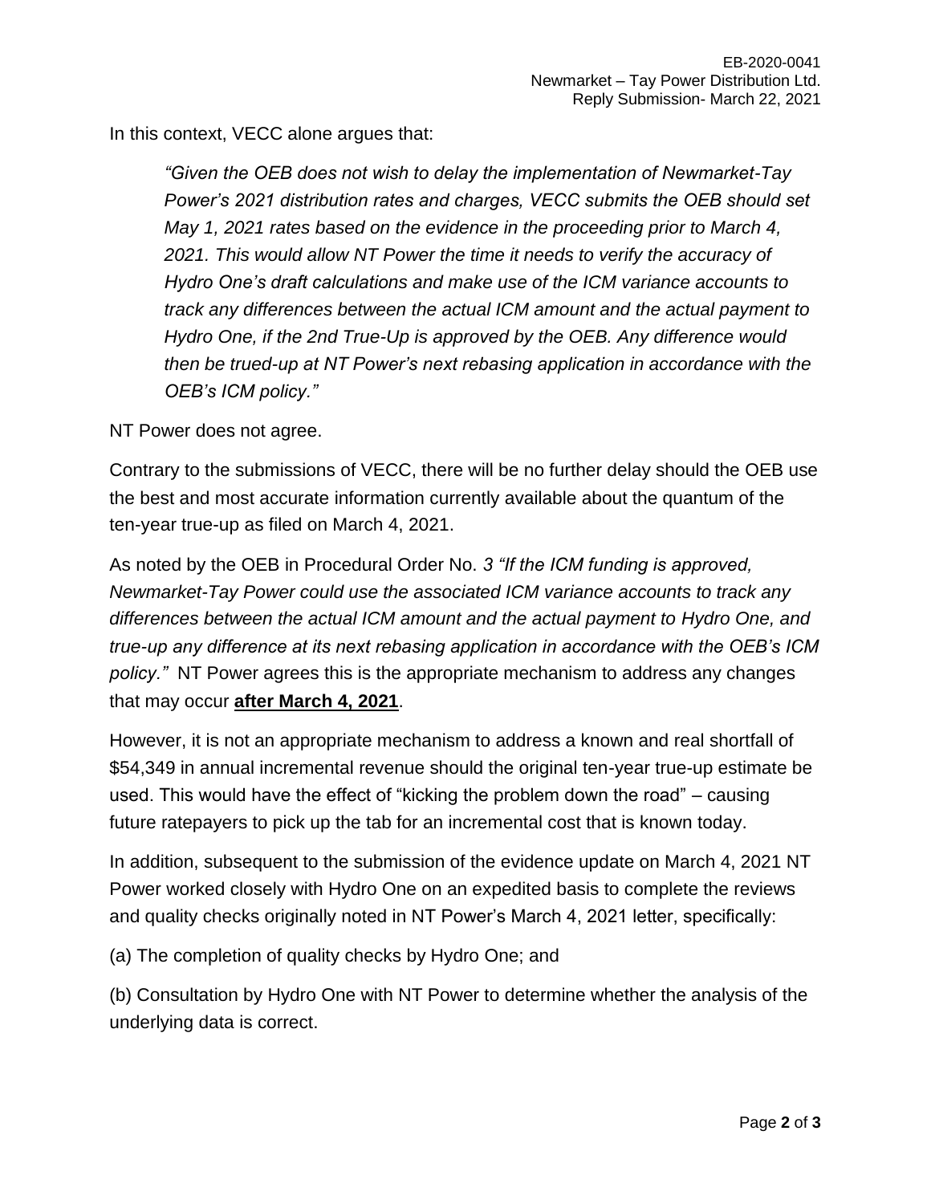In this context, VECC alone argues that:

> *"Given the OEB does not wish to delay the implementation of Newmarket-Tay Power's 2021 distribution rates and charges, VECC submits the OEB should set May 1, 2021 rates based on the evidence in the proceeding prior to March 4, 2021. This would allow NT Power the time it needs to verify the accuracy of Hydro One's draft calculations and make use of the ICM variance accounts to track any differences between the actual ICM amount and the actual payment to Hydro One, if the 2nd True-Up is approved by the OEB. Any difference would then be trued-up at NT Power's next rebasing application in accordance with the OEB's ICM policy."*

NT Power does not agree.

Contrary to the submissions of VECC, there will be no further delay should the OEB use the best and most accurate information currently available about the quantum of the ten-year true-up as filed on March 4, 2021.

As noted by the OEB in Procedural Order No. *3 "If the ICM funding is approved, Newmarket-Tay Power could use the associated ICM variance accounts to track any differences between the actual ICM amount and the actual payment to Hydro One, and true-up any difference at its next rebasing application in accordance with the OEB's ICM policy."* NT Power agrees this is the appropriate mechanism to address any changes that may occur **after March 4, 2021**.

However, it is not an appropriate mechanism to address a known and real shortfall of $54,349 in annual incremental revenue should the original ten-year true-up estimate be used. This would have the effect of "kicking the problem down the road" – causing future ratepayers to pick up the tab for an incremental cost that is known today.

In addition, subsequent to the submission of the evidence update on March 4, 2021 NT Power worked closely with Hydro One on an expedited basis to complete the reviews and quality checks originally noted in NT Power's March 4, 2021 letter, specifically:

(a) The completion of quality checks by Hydro One; and

(b) Consultation by Hydro One with NT Power to determine whether the analysis of the underlying data is correct.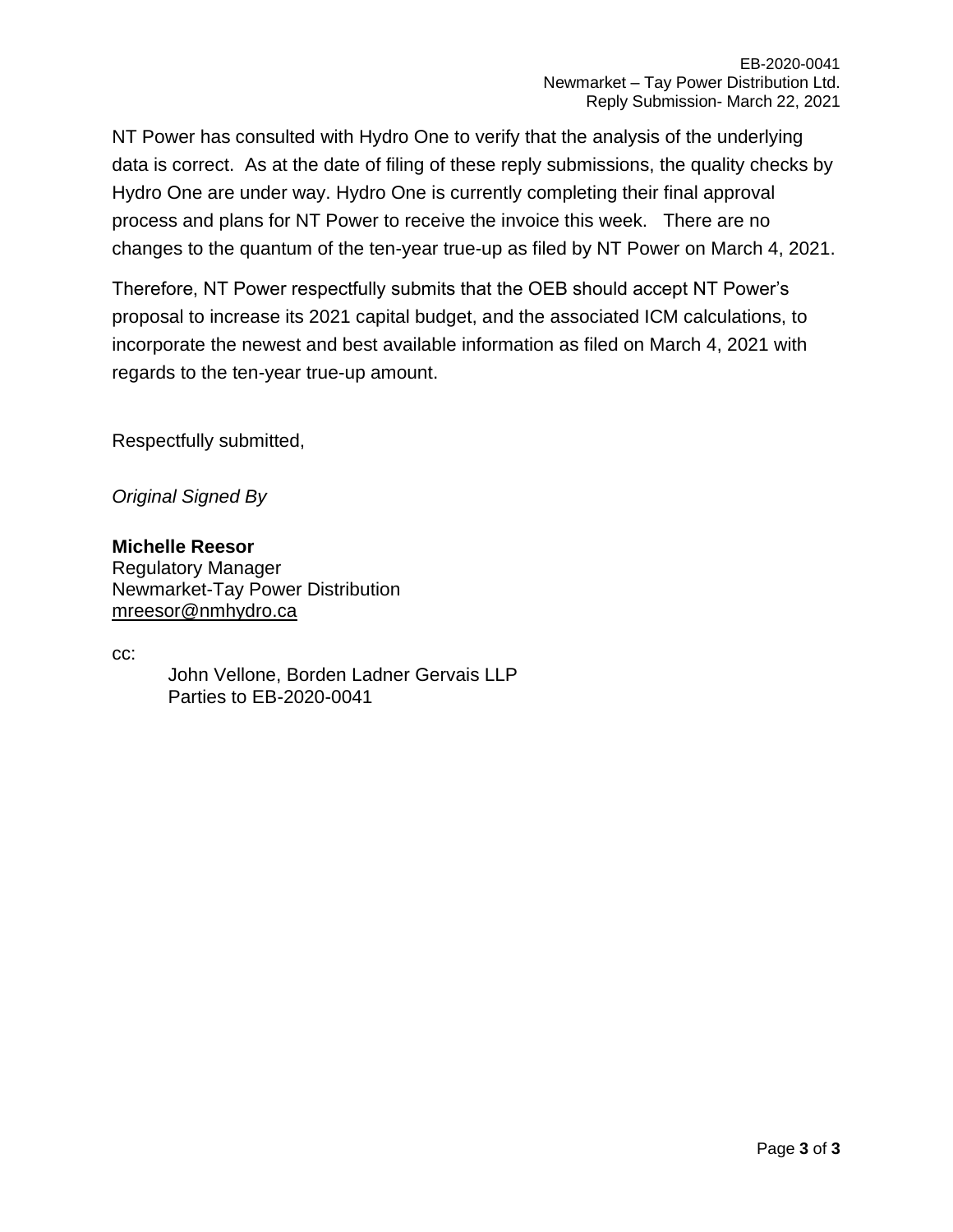NT Power has consulted with Hydro One to verify that the analysis of the underlying data is correct. As at the date of filing of these reply submissions, the quality checks by Hydro One are under way. Hydro One is currently completing their final approval process and plans for NT Power to receive the invoice this week. There are no changes to the quantum of the ten-year true-up as filed by NT Power on March 4, 2021.

Therefore, NT Power respectfully submits that the OEB should accept NT Power's proposal to increase its 2021 capital budget, and the associated ICM calculations, to incorporate the newest and best available information as filed on March 4, 2021 with regards to the ten-year true-up amount.

Respectfully submitted,

*Original Signed By*

**Michelle Reesor**
Regulatory Manager
Newmarket-Tay Power Distribution
mreesor@nmhydro.ca

cc:

John Vellone, Borden Ladner Gervais LLP
Parties to EB-2020-0041